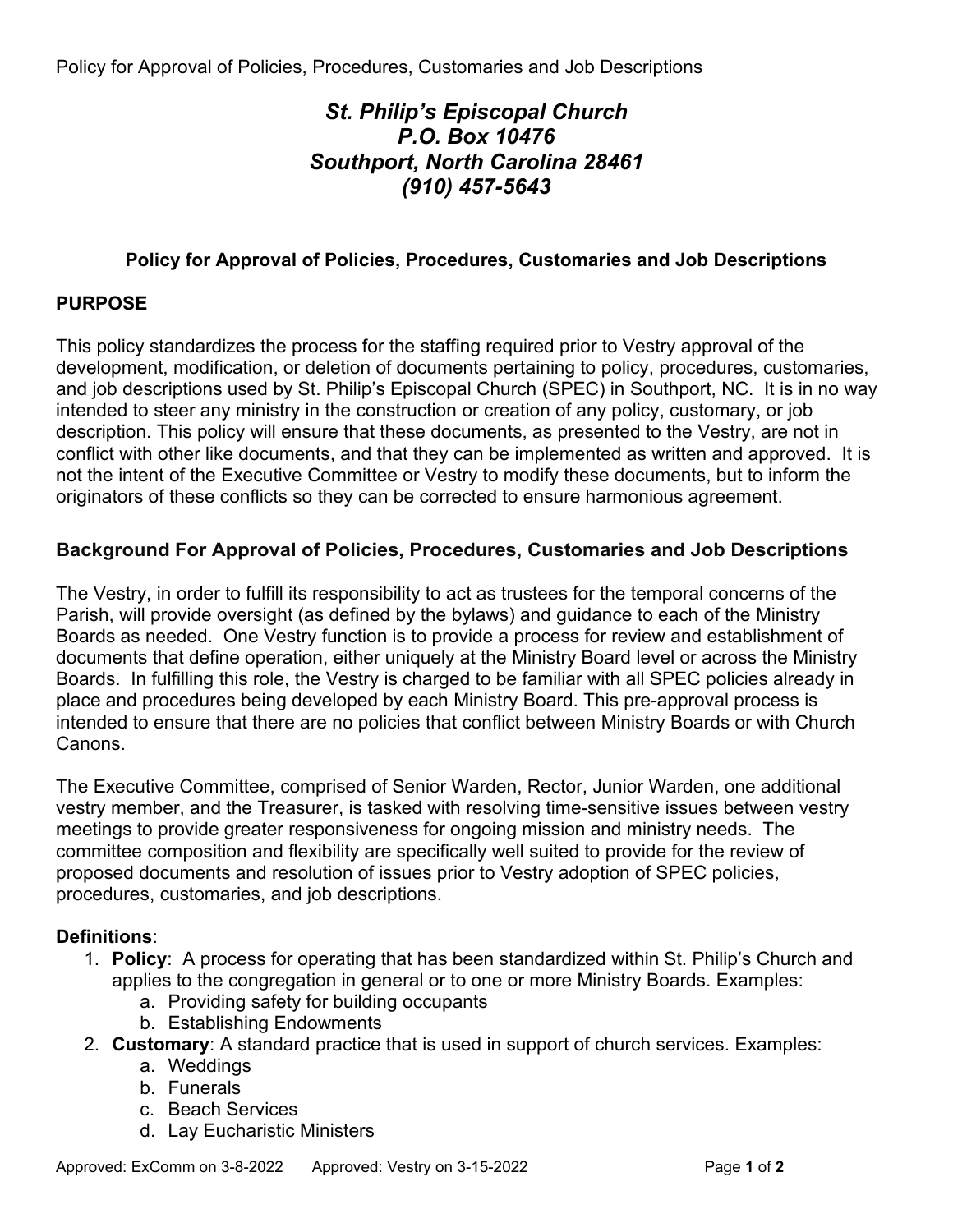Policy for Approval of Policies, Procedures, Customaries and Job Descriptions

***St. Philip's Episcopal Church***
***P.O. Box 10476***
***Southport, North Carolina 28461***
***(910) 457-5643***

## Policy for Approval of Policies, Procedures, Customaries and Job Descriptions

### PURPOSE

This policy standardizes the process for the staffing required prior to Vestry approval of the development, modification, or deletion of documents pertaining to policy, procedures, customaries, and job descriptions used by St. Philip's Episcopal Church (SPEC) in Southport, NC. It is in no way intended to steer any ministry in the construction or creation of any policy, customary, or job description. This policy will ensure that these documents, as presented to the Vestry, are not in conflict with other like documents, and that they can be implemented as written and approved. It is not the intent of the Executive Committee or Vestry to modify these documents, but to inform the originators of these conflicts so they can be corrected to ensure harmonious agreement.

### Background For Approval of Policies, Procedures, Customaries and Job Descriptions

The Vestry, in order to fulfill its responsibility to act as trustees for the temporal concerns of the Parish, will provide oversight (as defined by the bylaws) and guidance to each of the Ministry Boards as needed. One Vestry function is to provide a process for review and establishment of documents that define operation, either uniquely at the Ministry Board level or across the Ministry Boards. In fulfilling this role, the Vestry is charged to be familiar with all SPEC policies already in place and procedures being developed by each Ministry Board. This pre-approval process is intended to ensure that there are no policies that conflict between Ministry Boards or with Church Canons.

The Executive Committee, comprised of Senior Warden, Rector, Junior Warden, one additional vestry member, and the Treasurer, is tasked with resolving time-sensitive issues between vestry meetings to provide greater responsiveness for ongoing mission and ministry needs. The committee composition and flexibility are specifically well suited to provide for the review of proposed documents and resolution of issues prior to Vestry adoption of SPEC policies, procedures, customaries, and job descriptions.

**Definitions**:

1. **Policy**: A process for operating that has been standardized within St. Philip's Church and applies to the congregation in general or to one or more Ministry Boards. Examples:
   a. Providing safety for building occupants
   b. Establishing Endowments
2. **Customary**: A standard practice that is used in support of church services. Examples:
   a. Weddings
   b. Funerals
   c. Beach Services
   d. Lay Eucharistic Ministers

Approved: ExComm on 3-8-2022 Approved: Vestry on 3-15-2022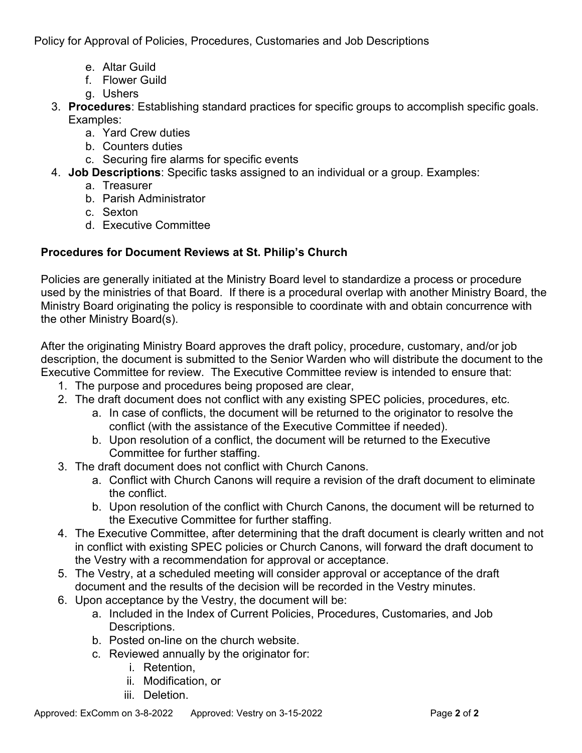e. Altar Guild
   f. Flower Guild
   g. Ushers
3. **Procedures**: Establishing standard practices for specific groups to accomplish specific goals. Examples:
   a. Yard Crew duties
   b. Counters duties
   c. Securing fire alarms for specific events
4. **Job Descriptions**: Specific tasks assigned to an individual or a group. Examples:
   a. Treasurer
   b. Parish Administrator
   c. Sexton
   d. Executive Committee

**Procedures for Document Reviews at St. Philip's Church**

Policies are generally initiated at the Ministry Board level to standardize a process or procedure used by the ministries of that Board. If there is a procedural overlap with another Ministry Board, the Ministry Board originating the policy is responsible to coordinate with and obtain concurrence with the other Ministry Board(s).

After the originating Ministry Board approves the draft policy, procedure, customary, and/or job description, the document is submitted to the Senior Warden who will distribute the document to the Executive Committee for review. The Executive Committee review is intended to ensure that:

1. The purpose and procedures being proposed are clear,
2. The draft document does not conflict with any existing SPEC policies, procedures, etc.
   a. In case of conflicts, the document will be returned to the originator to resolve the conflict (with the assistance of the Executive Committee if needed).
   b. Upon resolution of a conflict, the document will be returned to the Executive Committee for further staffing.
3. The draft document does not conflict with Church Canons.
   a. Conflict with Church Canons will require a revision of the draft document to eliminate the conflict.
   b. Upon resolution of the conflict with Church Canons, the document will be returned to the Executive Committee for further staffing.
4. The Executive Committee, after determining that the draft document is clearly written and not in conflict with existing SPEC policies or Church Canons, will forward the draft document to the Vestry with a recommendation for approval or acceptance.
5. The Vestry, at a scheduled meeting will consider approval or acceptance of the draft document and the results of the decision will be recorded in the Vestry minutes.
6. Upon acceptance by the Vestry, the document will be:
   a. Included in the Index of Current Policies, Procedures, Customaries, and Job Descriptions.
   b. Posted on-line on the church website.
   c. Reviewed annually by the originator for:
      i. Retention,
      ii. Modification, or
      iii. Deletion.

Approved: ExComm on 3-8-2022 Approved: Vestry on 3-15-2022